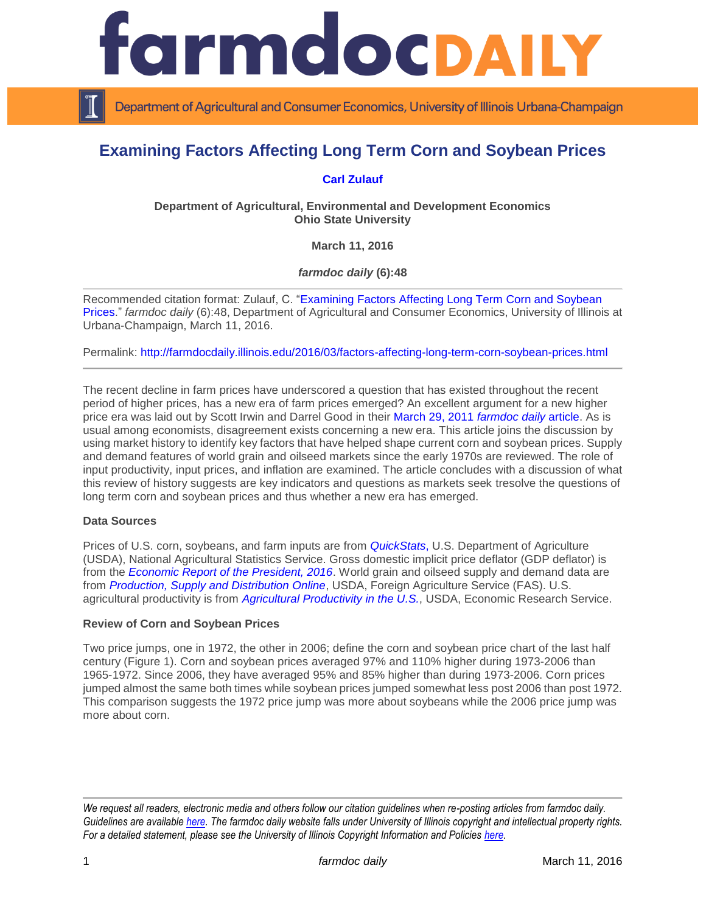# Examining Factors Affecting Long Term Corn and Soybean Prices

**Carl Zulauf**

**Department of Agricultural, Environmental and Development Economics**
**Ohio State University**

**March 11, 2016**

***farmdoc daily* (6):48**

---

Recommended citation format: Zulauf, C. "Examining Factors Affecting Long Term Corn and Soybean Prices." *farmdoc daily* (6):48, Department of Agricultural and Consumer Economics, University of Illinois at Urbana-Champaign, March 11, 2016.

Permalink: http://farmdocdaily.illinois.edu/2016/03/factors-affecting-long-term-corn-soybean-prices.html

---

The recent decline in farm prices have underscored a question that has existed throughout the recent period of higher prices, has a new era of farm prices emerged? An excellent argument for a new higher price era was laid out by Scott Irwin and Darrel Good in their March 29, 2011 *farmdoc daily* article. As is usual among economists, disagreement exists concerning a new era. This article joins the discussion by using market history to identify key factors that have helped shape current corn and soybean prices. Supply and demand features of world grain and oilseed markets since the early 1970s are reviewed. The role of input productivity, input prices, and inflation are examined. The article concludes with a discussion of what this review of history suggests are key indicators and questions as markets seek tresolve the questions of long term corn and soybean prices and thus whether a new era has emerged.

**Data Sources**

Prices of U.S. corn, soybeans, and farm inputs are from *QuickStats*, U.S. Department of Agriculture (USDA), National Agricultural Statistics Service. Gross domestic implicit price deflator (GDP deflator) is from the *Economic Report of the President, 2016*. World grain and oilseed supply and demand data are from *Production, Supply and Distribution Online*, USDA, Foreign Agriculture Service (FAS). U.S. agricultural productivity is from *Agricultural Productivity in the U.S.*, USDA, Economic Research Service.

**Review of Corn and Soybean Prices**

Two price jumps, one in 1972, the other in 2006; define the corn and soybean price chart of the last half century (Figure 1). Corn and soybean prices averaged 97% and 110% higher during 1973-2006 than 1965-1972. Since 2006, they have averaged 95% and 85% higher than during 1973-2006. Corn prices jumped almost the same both times while soybean prices jumped somewhat less post 2006 than post 1972. This comparison suggests the 1972 price jump was more about soybeans while the 2006 price jump was more about corn.

---

*We request all readers, electronic media and others follow our citation guidelines when re-posting articles from farmdoc daily. Guidelines are available here. The farmdoc daily website falls under University of Illinois copyright and intellectual property rights. For a detailed statement, please see the University of Illinois Copyright Information and Policies here.*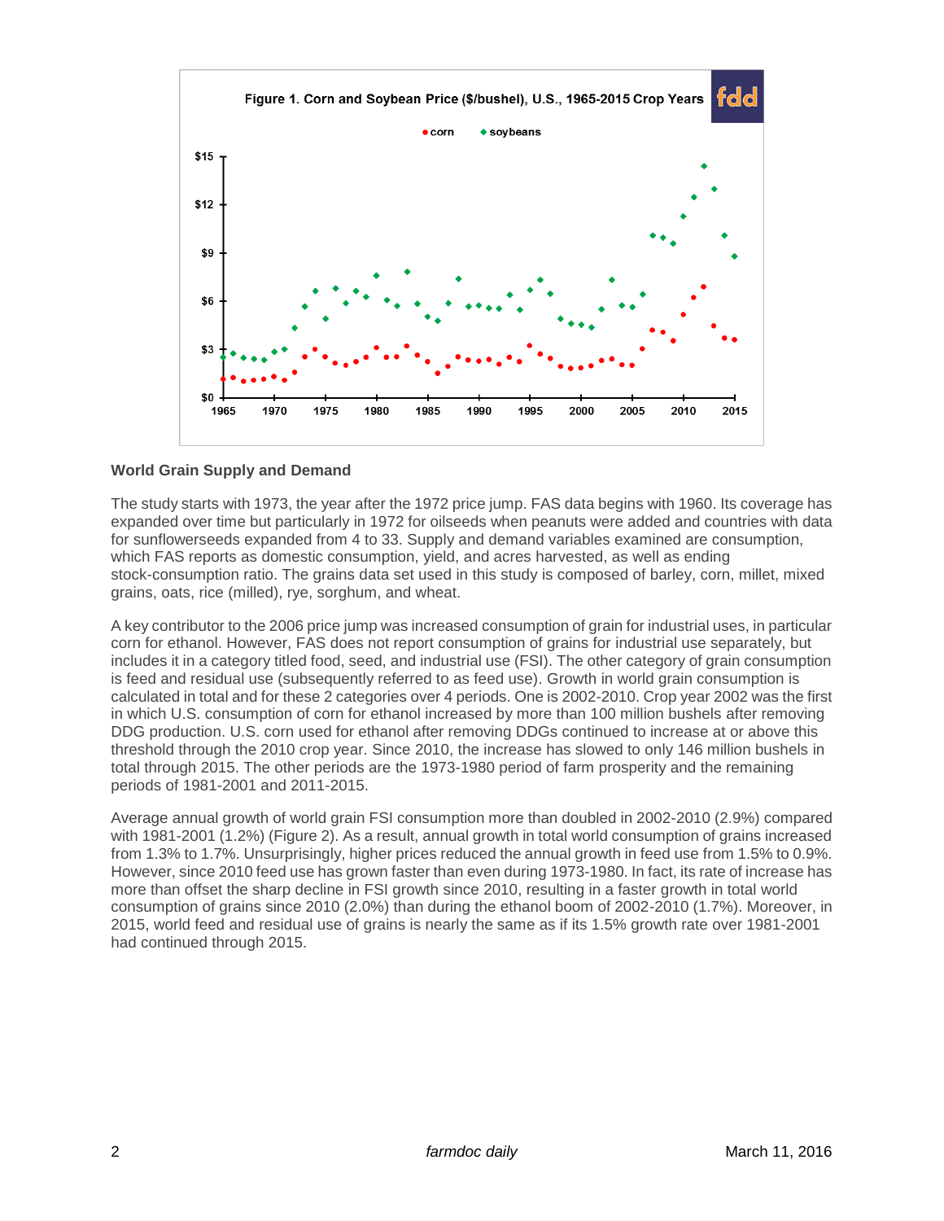Figure 1. Corn and Soybean Price ($/bushel), U.S., 1965-2015 Crop Years

## World Grain Supply and Demand

The study starts with 1973, the year after the 1972 price jump. FAS data begins with 1960. Its coverage has expanded over time but particularly in 1972 for oilseeds when peanuts were added and countries with data for sunflowerseeds expanded from 4 to 33. Supply and demand variables examined are consumption, which FAS reports as domestic consumption, yield, and acres harvested, as well as ending stock-consumption ratio. The grains data set used in this study is composed of barley, corn, millet, mixed grains, oats, rice (milled), rye, sorghum, and wheat.

A key contributor to the 2006 price jump was increased consumption of grain for industrial uses, in particular corn for ethanol. However, FAS does not report consumption of grains for industrial use separately, but includes it in a category titled food, seed, and industrial use (FSI). The other category of grain consumption is feed and residual use (subsequently referred to as feed use). Growth in world grain consumption is calculated in total and for these 2 categories over 4 periods. One is 2002-2010. Crop year 2002 was the first in which U.S. consumption of corn for ethanol increased by more than 100 million bushels after removing DDG production. U.S. corn used for ethanol after removing DDGs continued to increase at or above this threshold through the 2010 crop year. Since 2010, the increase has slowed to only 146 million bushels in total through 2015. The other periods are the 1973-1980 period of farm prosperity and the remaining periods of 1981-2001 and 2011-2015.

Average annual growth of world grain FSI consumption more than doubled in 2002-2010 (2.9%) compared with 1981-2001 (1.2%) (Figure 2). As a result, annual growth in total world consumption of grains increased from 1.3% to 1.7%. Unsurprisingly, higher prices reduced the annual growth in feed use from 1.5% to 0.9%. However, since 2010 feed use has grown faster than even during 1973-1980. In fact, its rate of increase has more than offset the sharp decline in FSI growth since 2010, resulting in a faster growth in total world consumption of grains since 2010 (2.0%) than during the ethanol boom of 2002-2010 (1.7%). Moreover, in 2015, world feed and residual use of grains is nearly the same as if its 1.5% growth rate over 1981-2001 had continued through 2015.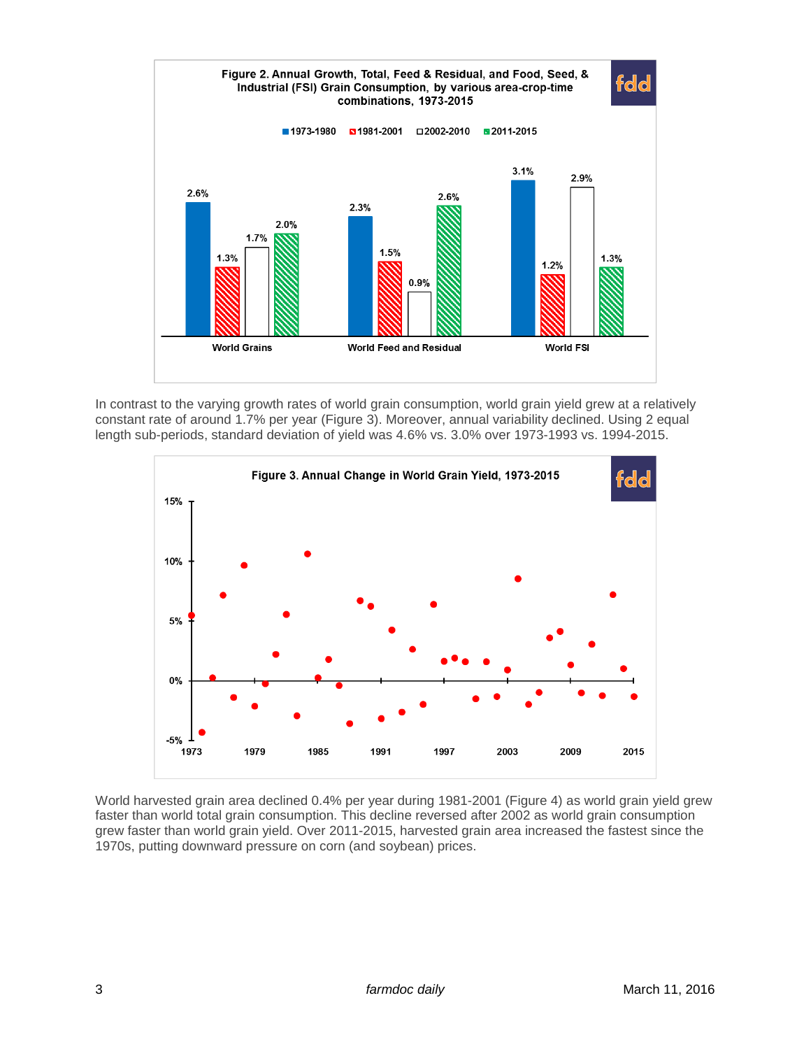**Figure 2. Annual Growth, Total, Feed & Residual, and Food, Seed, & Industrial (FSI) Grain Consumption, by various area-crop-time combinations, 1973-2015**

| | 1973-1980 | 1981-2001 | 2002-2010 | 2011-2015 |
|---|---|---|---|---|
| World Grains | 2.6% | 1.3% | 1.7% | 2.0% |
| World Feed and Residual | 2.3% | 1.5% | 0.9% | 2.6% |
| World FSI | 3.1% | 1.2% | 2.9% | 1.3% |

In contrast to the varying growth rates of world grain consumption, world grain yield grew at a relatively constant rate of around 1.7% per year (Figure 3). Moreover, annual variability declined. Using 2 equal length sub-periods, standard deviation of yield was 4.6% vs. 3.0% over 1973-1993 vs. 1994-2015.

**Figure 3. Annual Change in World Grain Yield, 1973-2015**

World harvested grain area declined 0.4% per year during 1981-2001 (Figure 4) as world grain yield grew faster than world total grain consumption. This decline reversed after 2002 as world grain consumption grew faster than world grain yield. Over 2011-2015, harvested grain area increased the fastest since the 1970s, putting downward pressure on corn (and soybean) prices.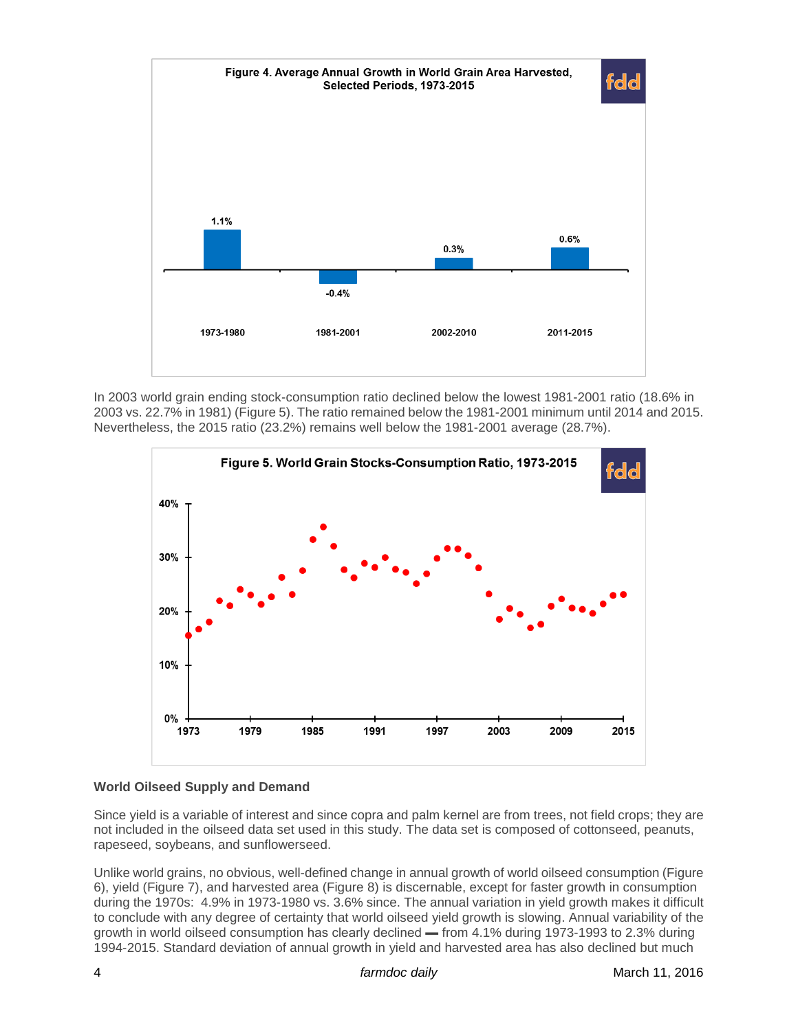**Figure 4. Average Annual Growth in World Grain Area Harvested, Selected Periods, 1973-2015**

| 1973-1980 | 1981-2001 | 2002-2010 | 2011-2015 |
|---|---|---|---|
| 1.1% | -0.4% | 0.3% | 0.6% |

In 2003 world grain ending stock-consumption ratio declined below the lowest 1981-2001 ratio (18.6% in 2003 vs. 22.7% in 1981) (Figure 5). The ratio remained below the 1981-2001 minimum until 2014 and 2015. Nevertheless, the 2015 ratio (23.2%) remains well below the 1981-2001 average (28.7%).

**Figure 5. World Grain Stocks-Consumption Ratio, 1973-2015**

### World Oilseed Supply and Demand

Since yield is a variable of interest and since copra and palm kernel are from trees, not field crops; they are not included in the oilseed data set used in this study. The data set is composed of cottonseed, peanuts, rapeseed, soybeans, and sunflowerseed.

Unlike world grains, no obvious, well-defined change in annual growth of world oilseed consumption (Figure 6), yield (Figure 7), and harvested area (Figure 8) is discernable, except for faster growth in consumption during the 1970s: 4.9% in 1973-1980 vs. 3.6% since. The annual variation in yield growth makes it difficult to conclude with any degree of certainty that world oilseed yield growth is slowing. Annual variability of the growth in world oilseed consumption has clearly declined ▬ from 4.1% during 1973-1993 to 2.3% during 1994-2015. Standard deviation of annual growth in yield and harvested area has also declined but much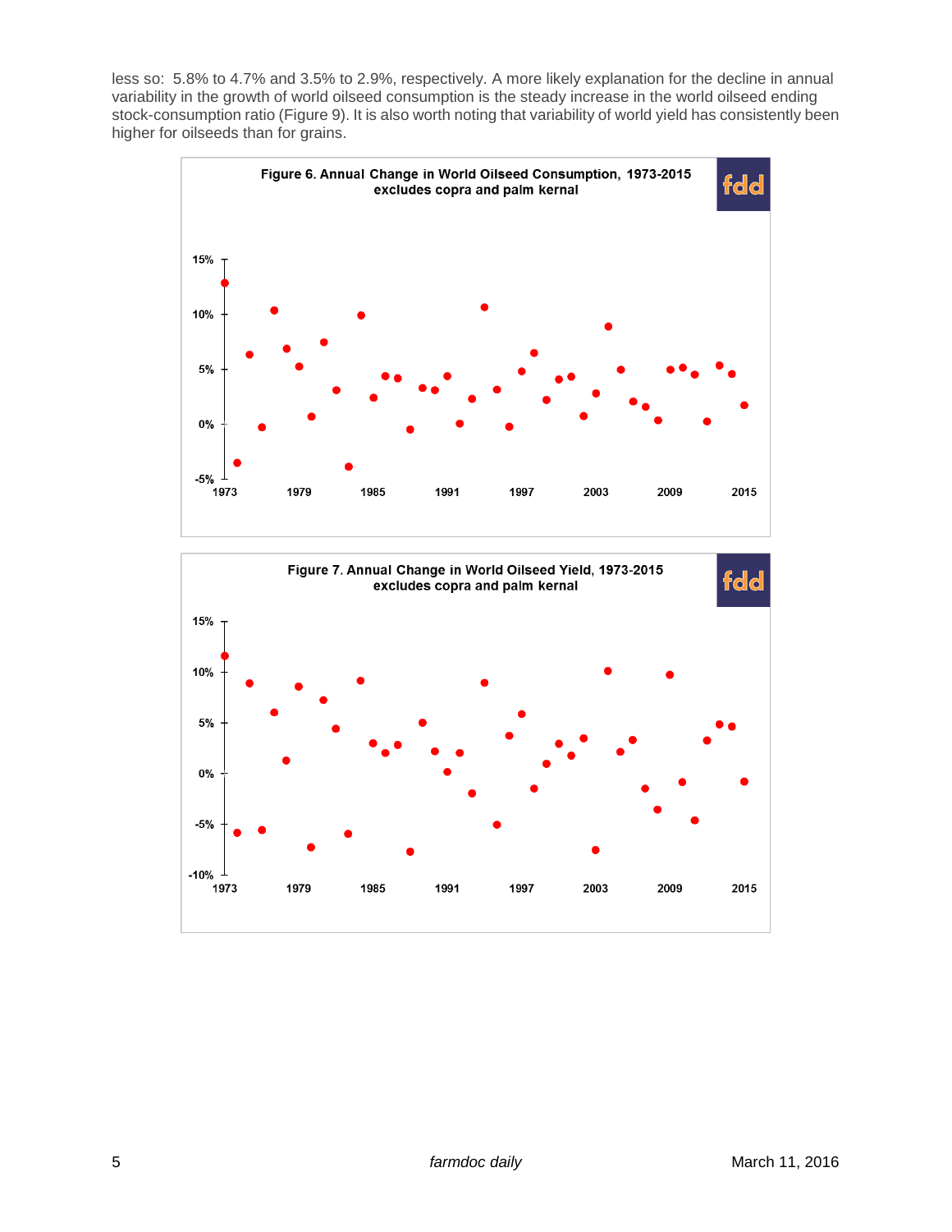less so: 5.8% to 4.7% and 3.5% to 2.9%, respectively. A more likely explanation for the decline in annual variability in the growth of world oilseed consumption is the steady increase in the world oilseed ending stock-consumption ratio (Figure 9). It is also worth noting that variability of world yield has consistently been higher for oilseeds than for grains.

**Figure 6. Annual Change in World Oilseed Consumption, 1973-2015**
**excludes copra and palm kernal**

**Figure 7. Annual Change in World Oilseed Yield, 1973-2015**
**excludes copra and palm kernal**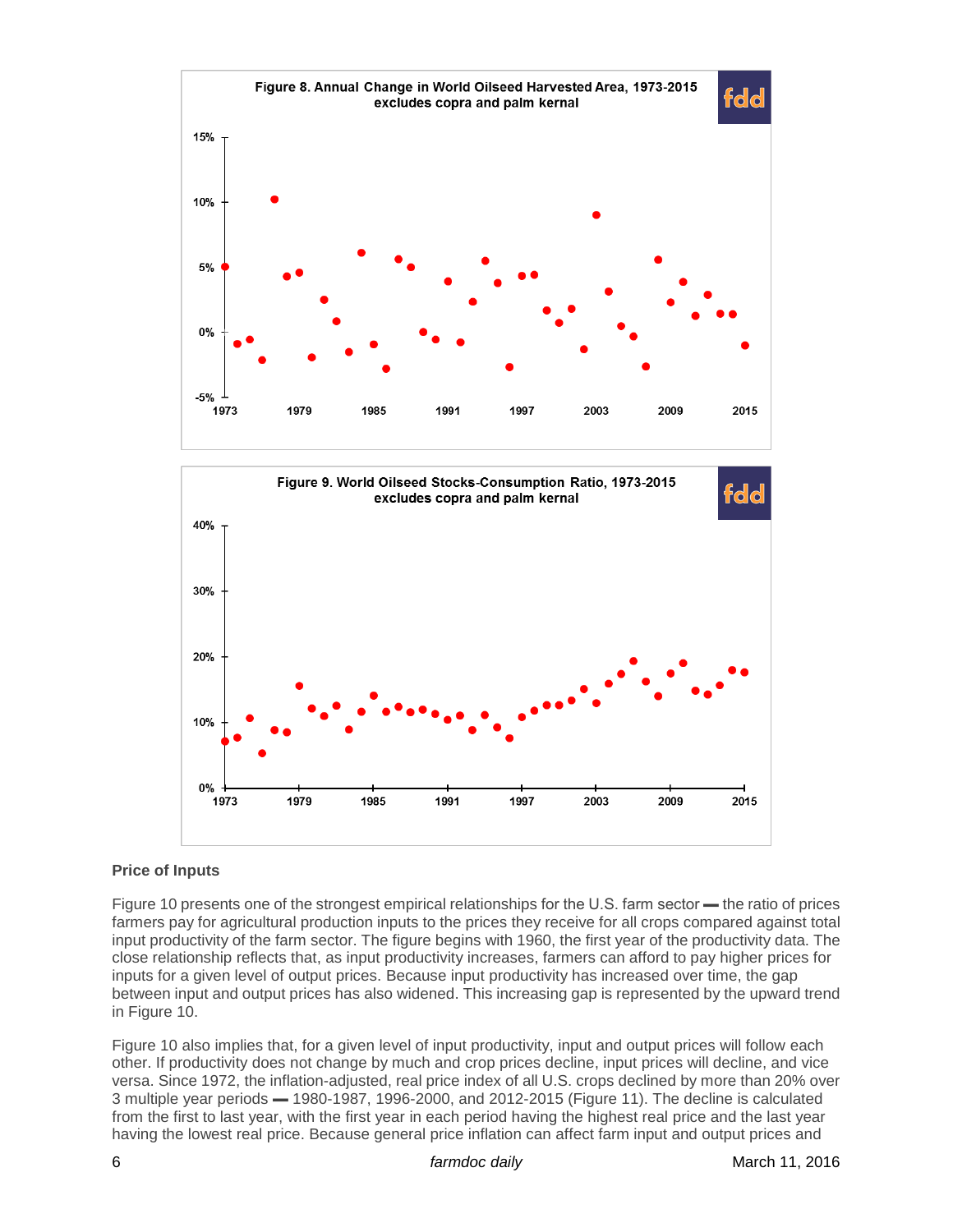**Figure 8. Annual Change in World Oilseed Harvested Area, 1973-2015**
**excludes copra and palm kernal**

**Figure 9. World Oilseed Stocks-Consumption Ratio, 1973-2015**
**excludes copra and palm kernal**

### Price of Inputs

Figure 10 presents one of the strongest empirical relationships for the U.S. farm sector — the ratio of prices farmers pay for agricultural production inputs to the prices they receive for all crops compared against total input productivity of the farm sector. The figure begins with 1960, the first year of the productivity data. The close relationship reflects that, as input productivity increases, farmers can afford to pay higher prices for inputs for a given level of output prices. Because input productivity has increased over time, the gap between input and output prices has also widened. This increasing gap is represented by the upward trend in Figure 10.

Figure 10 also implies that, for a given level of input productivity, input and output prices will follow each other. If productivity does not change by much and crop prices decline, input prices will decline, and vice versa. Since 1972, the inflation-adjusted, real price index of all U.S. crops declined by more than 20% over 3 multiple year periods — 1980-1987, 1996-2000, and 2012-2015 (Figure 11). The decline is calculated from the first to last year, with the first year in each period having the highest real price and the last year having the lowest real price. Because general price inflation can affect farm input and output prices and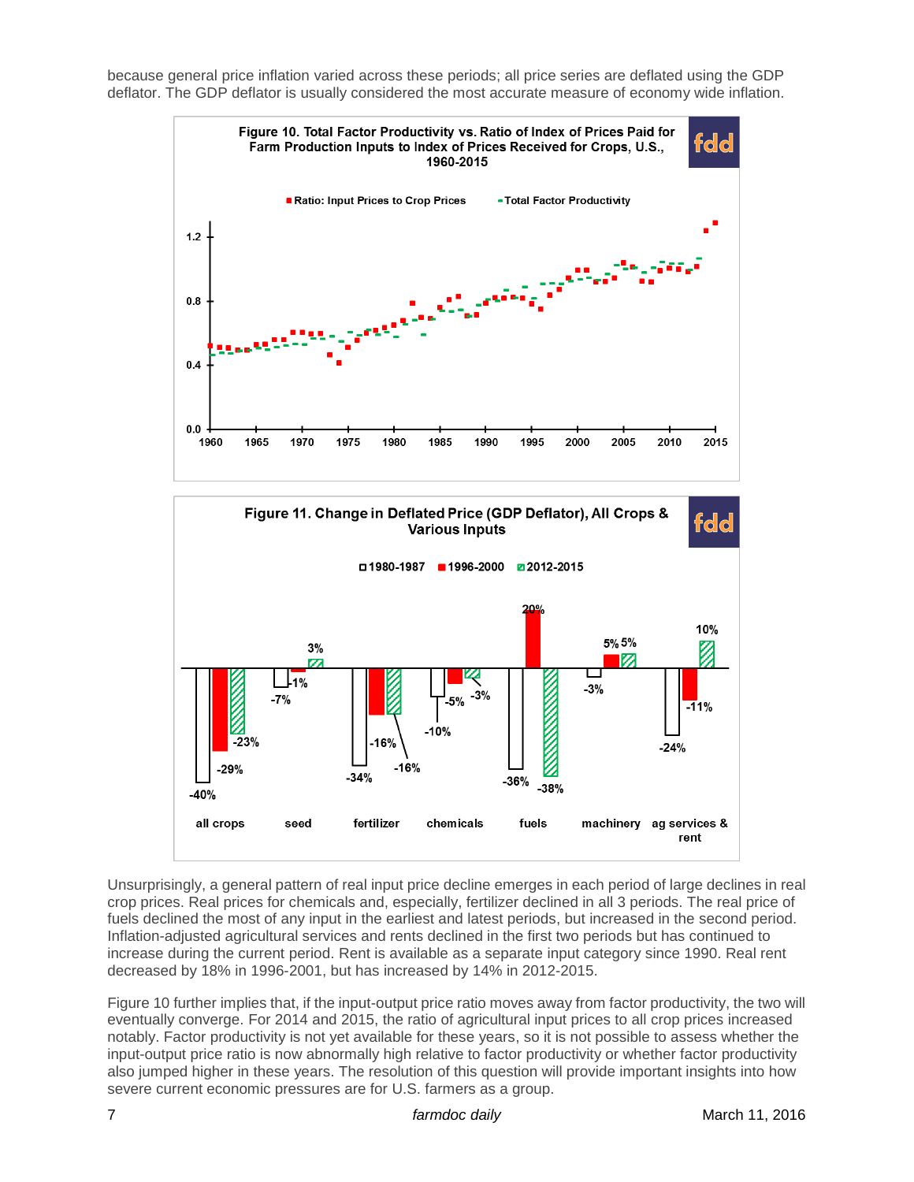because general price inflation varied across these periods; all price series are deflated using the GDP deflator. The GDP deflator is usually considered the most accurate measure of economy wide inflation.

**Figure 10. Total Factor Productivity vs. Ratio of Index of Prices Paid for Farm Production Inputs to Index of Prices Received for Crops, U.S., 1960-2015**

**Figure 11. Change in Deflated Price (GDP Deflator), All Crops & Various Inputs**

| | 1980-1987 | 1996-2000 | 2012-2015 |
|---|---|---|---|
| all crops | -40% | -29% | -23% |
| seed | -7% | -1% | 3% |
| fertilizer | -34% | -16% | -16% |
| chemicals | -10% | -5% | -3% |
| fuels | -36% | 20% | -38% |
| machinery | -3% | 5% | 5% |
| ag services & rent | -24% | -11% | 10% |

Unsurprisingly, a general pattern of real input price decline emerges in each period of large declines in real crop prices. Real prices for chemicals and, especially, fertilizer declined in all 3 periods. The real price of fuels declined the most of any input in the earliest and latest periods, but increased in the second period. Inflation-adjusted agricultural services and rents declined in the first two periods but has continued to increase during the current period. Rent is available as a separate input category since 1990. Real rent decreased by 18% in 1996-2001, but has increased by 14% in 2012-2015.

Figure 10 further implies that, if the input-output price ratio moves away from factor productivity, the two will eventually converge. For 2014 and 2015, the ratio of agricultural input prices to all crop prices increased notably. Factor productivity is not yet available for these years, so it is not possible to assess whether the input-output price ratio is now abnormally high relative to factor productivity or whether factor productivity also jumped higher in these years. The resolution of this question will provide important insights into how severe current economic pressures are for U.S. farmers as a group.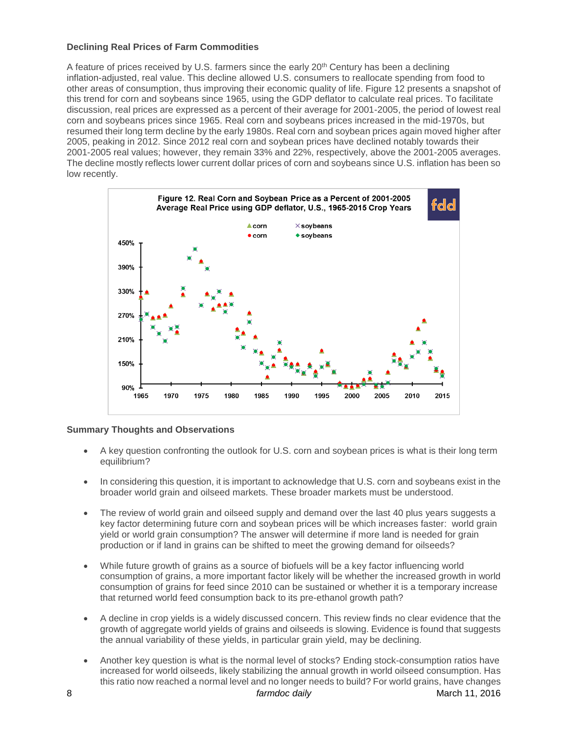**Declining Real Prices of Farm Commodities**

A feature of prices received by U.S. farmers since the early 20th Century has been a declining inflation-adjusted, real value. This decline allowed U.S. consumers to reallocate spending from food to other areas of consumption, thus improving their economic quality of life. Figure 12 presents a snapshot of this trend for corn and soybeans since 1965, using the GDP deflator to calculate real prices. To facilitate discussion, real prices are expressed as a percent of their average for 2001-2005, the period of lowest real corn and soybeans prices since 1965. Real corn and soybeans prices increased in the mid-1970s, but resumed their long term decline by the early 1980s. Real corn and soybean prices again moved higher after 2005, peaking in 2012. Since 2012 real corn and soybean prices have declined notably towards their 2001-2005 real values; however, they remain 33% and 22%, respectively, above the 2001-2005 averages. The decline mostly reflects lower current dollar prices of corn and soybeans since U.S. inflation has been so low recently.

Figure 12. Real Corn and Soybean Price as a Percent of 2001-2005 Average Real Price using GDP deflator, U.S., 1965-2015 Crop Years

**Summary Thoughts and Observations**

- A key question confronting the outlook for U.S. corn and soybean prices is what is their long term equilibrium?
- In considering this question, it is important to acknowledge that U.S. corn and soybeans exist in the broader world grain and oilseed markets. These broader markets must be understood.
- The review of world grain and oilseed supply and demand over the last 40 plus years suggests a key factor determining future corn and soybean prices will be which increases faster: world grain yield or world grain consumption? The answer will determine if more land is needed for grain production or if land in grains can be shifted to meet the growing demand for oilseeds?
- While future growth of grains as a source of biofuels will be a key factor influencing world consumption of grains, a more important factor likely will be whether the increased growth in world consumption of grains for feed since 2010 can be sustained or whether it is a temporary increase that returned world feed consumption back to its pre-ethanol growth path?
- A decline in crop yields is a widely discussed concern. This review finds no clear evidence that the growth of aggregate world yields of grains and oilseeds is slowing. Evidence is found that suggests the annual variability of these yields, in particular grain yield, may be declining.
- Another key question is what is the normal level of stocks? Ending stock-consumption ratios have increased for world oilseeds, likely stabilizing the annual growth in world oilseed consumption. Has this ratio now reached a normal level and no longer needs to build? For world grains, have changes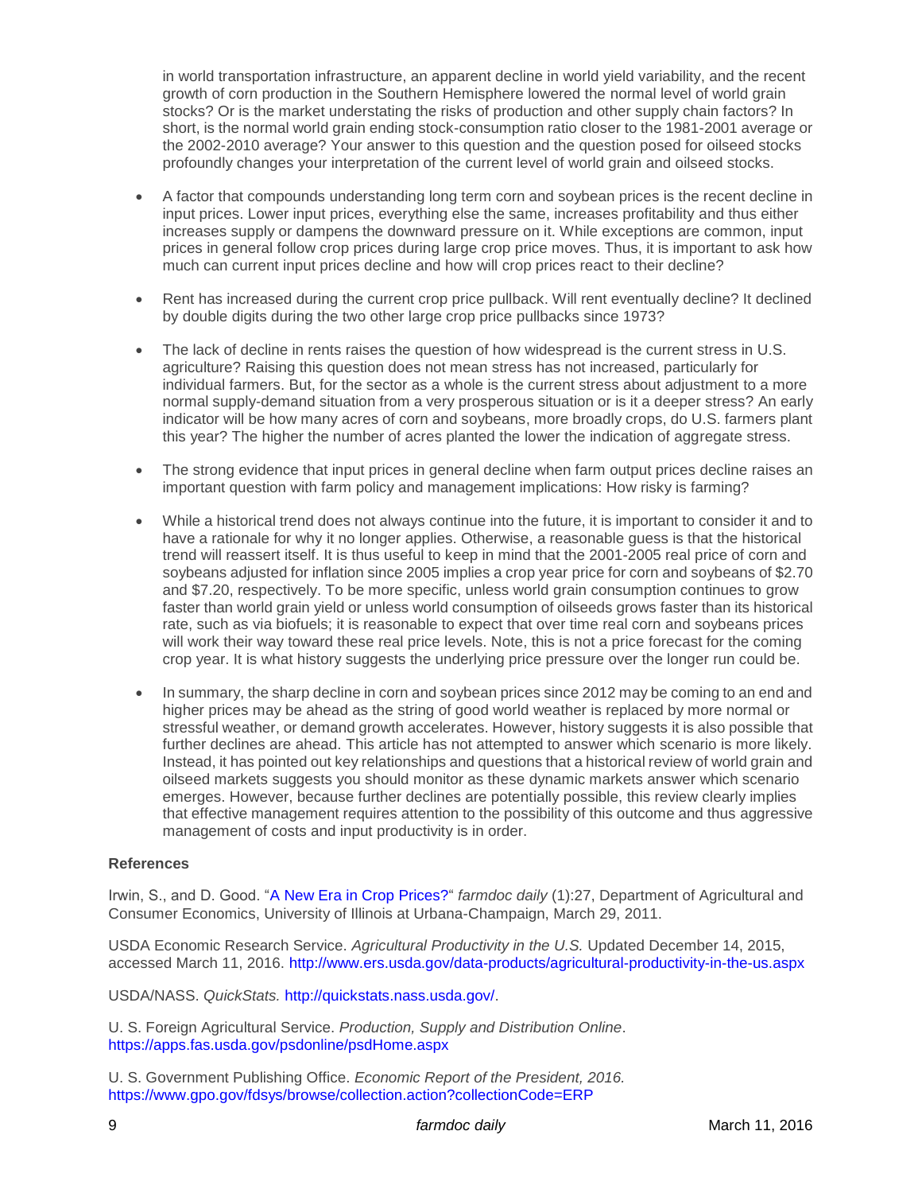in world transportation infrastructure, an apparent decline in world yield variability, and the recent growth of corn production in the Southern Hemisphere lowered the normal level of world grain stocks? Or is the market understating the risks of production and other supply chain factors? In short, is the normal world grain ending stock-consumption ratio closer to the 1981-2001 average or the 2002-2010 average? Your answer to this question and the question posed for oilseed stocks profoundly changes your interpretation of the current level of world grain and oilseed stocks.

- A factor that compounds understanding long term corn and soybean prices is the recent decline in input prices. Lower input prices, everything else the same, increases profitability and thus either increases supply or dampens the downward pressure on it. While exceptions are common, input prices in general follow crop prices during large crop price moves. Thus, it is important to ask how much can current input prices decline and how will crop prices react to their decline?

- Rent has increased during the current crop price pullback. Will rent eventually decline? It declined by double digits during the two other large crop price pullbacks since 1973?

- The lack of decline in rents raises the question of how widespread is the current stress in U.S. agriculture? Raising this question does not mean stress has not increased, particularly for individual farmers. But, for the sector as a whole is the current stress about adjustment to a more normal supply-demand situation from a very prosperous situation or is it a deeper stress? An early indicator will be how many acres of corn and soybeans, more broadly crops, do U.S. farmers plant this year? The higher the number of acres planted the lower the indication of aggregate stress.

- The strong evidence that input prices in general decline when farm output prices decline raises an important question with farm policy and management implications: How risky is farming?

- While a historical trend does not always continue into the future, it is important to consider it and to have a rationale for why it no longer applies. Otherwise, a reasonable guess is that the historical trend will reassert itself. It is thus useful to keep in mind that the 2001-2005 real price of corn and soybeans adjusted for inflation since 2005 implies a crop year price for corn and soybeans of $2.70 and $7.20, respectively. To be more specific, unless world grain consumption continues to grow faster than world grain yield or unless world consumption of oilseeds grows faster than its historical rate, such as via biofuels; it is reasonable to expect that over time real corn and soybeans prices will work their way toward these real price levels. Note, this is not a price forecast for the coming crop year. It is what history suggests the underlying price pressure over the longer run could be.

- In summary, the sharp decline in corn and soybean prices since 2012 may be coming to an end and higher prices may be ahead as the string of good world weather is replaced by more normal or stressful weather, or demand growth accelerates. However, history suggests it is also possible that further declines are ahead. This article has not attempted to answer which scenario is more likely. Instead, it has pointed out key relationships and questions that a historical review of world grain and oilseed markets suggests you should monitor as these dynamic markets answer which scenario emerges. However, because further declines are potentially possible, this review clearly implies that effective management requires attention to the possibility of this outcome and thus aggressive management of costs and input productivity is in order.

**References**

Irwin, S., and D. Good. "A New Era in Crop Prices?" *farmdoc daily* (1):27, Department of Agricultural and Consumer Economics, University of Illinois at Urbana-Champaign, March 29, 2011.

USDA Economic Research Service. *Agricultural Productivity in the U.S.* Updated December 14, 2015, accessed March 11, 2016. http://www.ers.usda.gov/data-products/agricultural-productivity-in-the-us.aspx

USDA/NASS. *QuickStats.* http://quickstats.nass.usda.gov/.

U. S. Foreign Agricultural Service. *Production, Supply and Distribution Online*. https://apps.fas.usda.gov/psdonline/psdHome.aspx

U. S. Government Publishing Office. *Economic Report of the President, 2016.* https://www.gpo.gov/fdsys/browse/collection.action?collectionCode=ERP